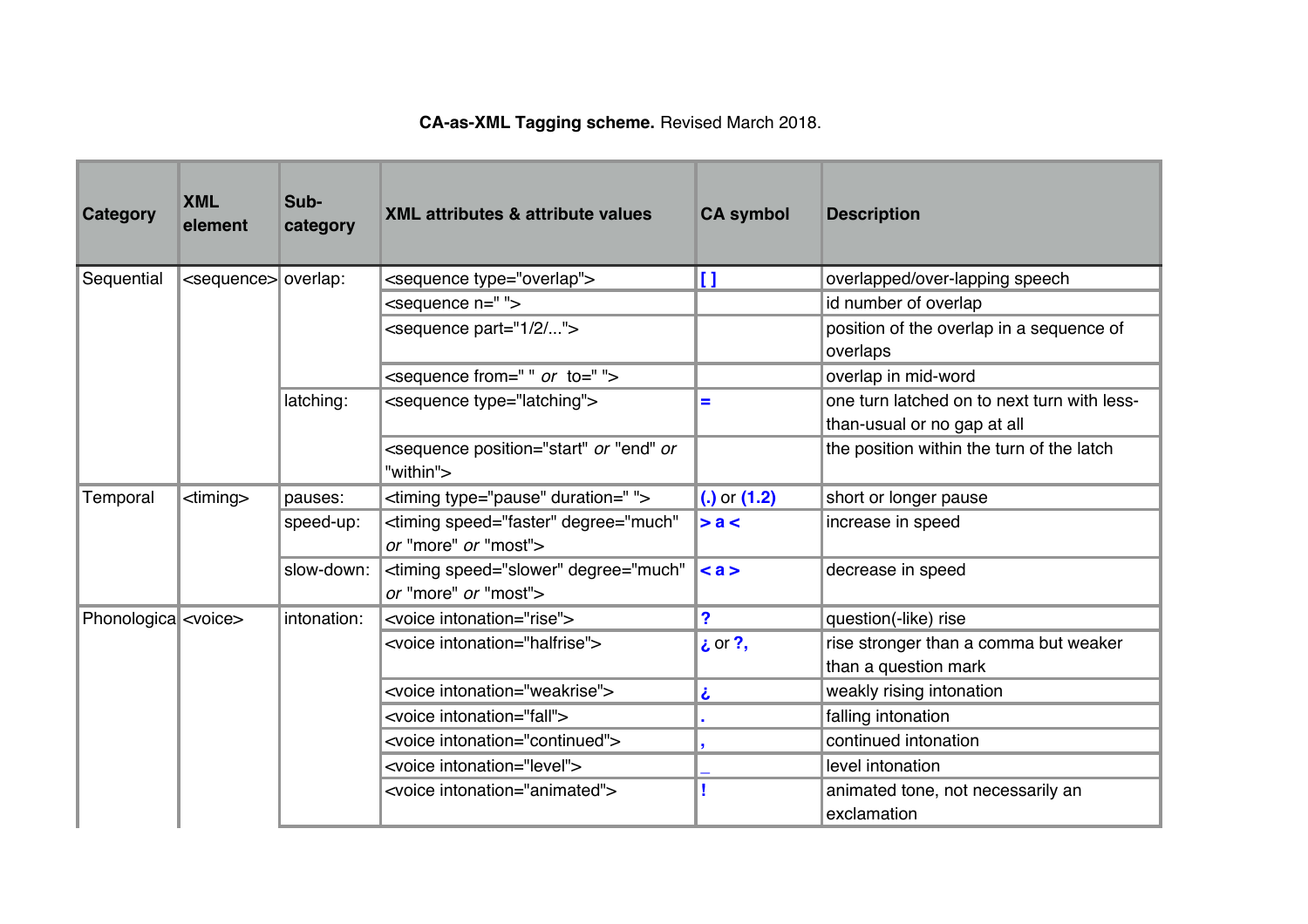**CA-as-XML Tagging scheme.** Revised March 2018.

| Category | XML element | Sub-category | XML attributes & attribute values | CA symbol | Description |
|---|---|---|---|---|---|
| Sequential | <sequence> | overlap: | <sequence type="overlap"> | **[ ]** | overlapped/over-lapping speech |
| | | | <sequence n=" "> | | id number of overlap |
| | | | <sequence part="1/2/..."> | | position of the overlap in a sequence of overlaps |
| | | | <sequence from=" " *or* to=" "> | | overlap in mid-word |
| | | latching: | <sequence type="latching"> | **=** | one turn latched on to next turn with less-than-usual or no gap at all |
| | | | <sequence position="start" *or* "end" *or* "within"> | | the position within the turn of the latch |
| Temporal | <timing> | pauses: | <timing type="pause" duration=" "> | **(.)** or **(1.2)** | short or longer pause |
| | | speed-up: | <timing speed="faster" degree="much" *or* "more" *or* "most"> | **> a <** | increase in speed |
| | | slow-down: | <timing speed="slower" degree="much" *or* "more" *or* "most"> | **< a >** | decrease in speed |
| Phonologica | <voice> | intonation: | <voice intonation="rise"> | **?** | question(-like) rise |
| | | | <voice intonation="halfrise"> | **¿** or **?,** | rise stronger than a comma but weaker than a question mark |
| | | | <voice intonation="weakrise"> | **¿** | weakly rising intonation |
| | | | <voice intonation="fall"> | **.** | falling intonation |
| | | | <voice intonation="continued"> | **,** | continued intonation |
| | | | <voice intonation="level"> | **_** | level intonation |
| | | | <voice intonation="animated"> | **!** | animated tone, not necessarily an exclamation |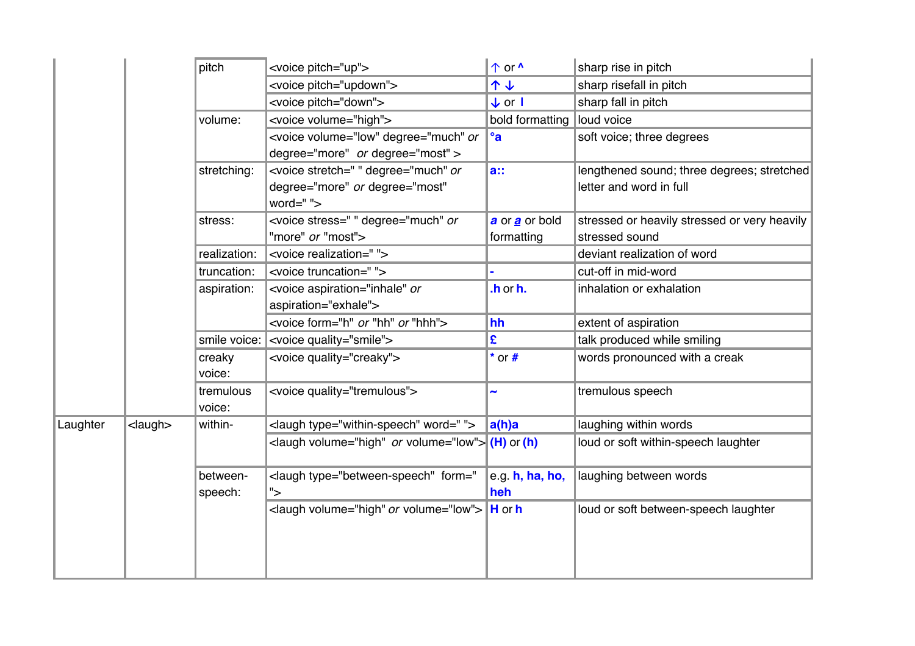| | | | | | |
|---|---|---|---|---|---|
| | | pitch | <voice pitch="up"> | ↑ or **^** | sharp rise in pitch |
| | | | <voice pitch="updown"> | **↑ ↓** | sharp risefall in pitch |
| | | | <voice pitch="down"> | **↓** or **l** | sharp fall in pitch |
| | | volume: | <voice volume="high"> | bold formatting | loud voice |
| | | | <voice volume="low" degree="much" *or* degree="more" *or* degree="most" > | **°a** | soft voice; three degrees |
| | | stretching: | <voice stretch=" " degree="much" *or* degree="more" *or* degree="most" word=" "> | **a::** | lengthened sound; three degrees; stretched letter and word in full |
| | | stress: | <voice stress=" " degree="much" *or* "more" *or* "most"> | ***a*** or ***a*** or bold formatting | stressed or heavily stressed or very heavily stressed sound |
| | | realization: | <voice realization=" "> | | deviant realization of word |
| | | truncation: | <voice truncation=" "> | **-** | cut-off in mid-word |
| | | aspiration: | <voice aspiration="inhale" *or* aspiration="exhale"> | **.h** or **h.** | inhalation or exhalation |
| | | | <voice form="h" *or* "hh" *or* "hhh"> | **hh** | extent of aspiration |
| | | smile voice: | <voice quality="smile"> | **£** | talk produced while smiling |
| | | creaky voice: | <voice quality="creaky"> | ***** or **#** | words pronounced with a creak |
| | | tremulous voice: | <voice quality="tremulous"> | **~** | tremulous speech |
| Laughter | <laugh> | within- | <laugh type="within-speech" word=" "> | **a(h)a** | laughing within words |
| | | | <laugh volume="high" *or* volume="low"> | **(H)** or **(h)** | loud or soft within-speech laughter |
| | | between-speech: | <laugh type="between-speech" form=" "> | e.g. **h, ha, ho, heh** | laughing between words |
| | | | <laugh volume="high" *or* volume="low"> | **H** or **h** | loud or soft between-speech laughter |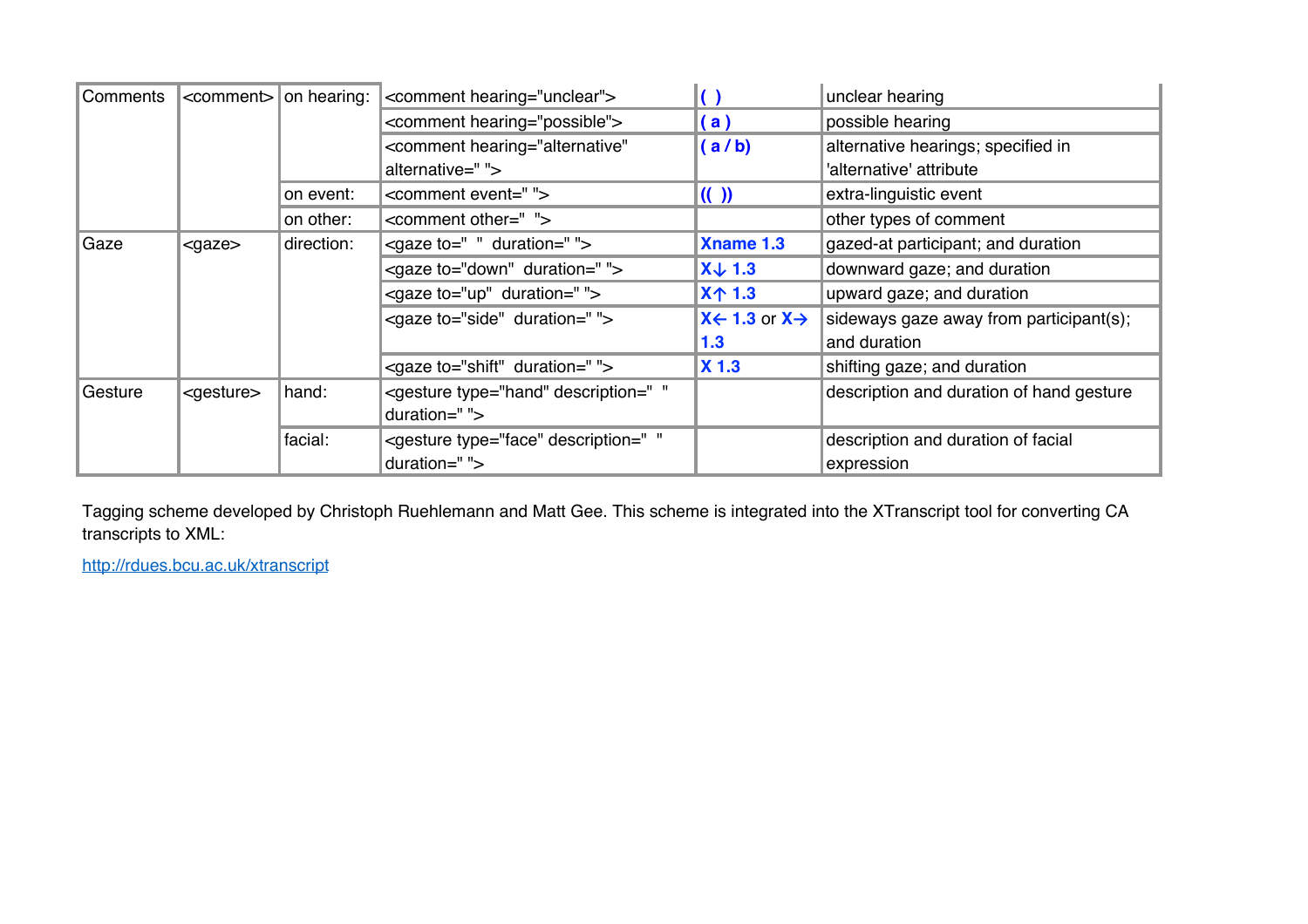| Comments | <comment> | on hearing: | <comment hearing="unclear"> | **( )** | unclear hearing |
|---|---|---|---|---|---|
| | | | <comment hearing="possible"> | **( a )** | possible hearing |
| | | | <comment hearing="alternative" alternative=" "> | **( a / b)** | alternative hearings; specified in 'alternative' attribute |
| | | on event: | <comment event=" "> | **(( ))** | extra-linguistic event |
| | | on other: | <comment other=" "> | | other types of comment |
| Gaze | <gaze> | direction: | <gaze to=" " duration=" "> | **Xname 1.3** | gazed-at participant; and duration |
| | | | <gaze to="down" duration=" "> | **X↓ 1.3** | downward gaze; and duration |
| | | | <gaze to="up" duration=" "> | **X↑ 1.3** | upward gaze; and duration |
| | | | <gaze to="side" duration=" "> | **X← 1.3** or **X→ 1.3** | sideways gaze away from participant(s); and duration |
| | | | <gaze to="shift" duration=" "> | **X 1.3** | shifting gaze; and duration |
| Gesture | <gesture> | hand: | <gesture type="hand" description=" " duration=" "> | | description and duration of hand gesture |
| | | facial: | <gesture type="face" description=" " duration=" "> | | description and duration of facial expression |

Tagging scheme developed by Christoph Ruehlemann and Matt Gee. This scheme is integrated into the XTranscript tool for converting CA transcripts to XML:

http://rdues.bcu.ac.uk/xtranscript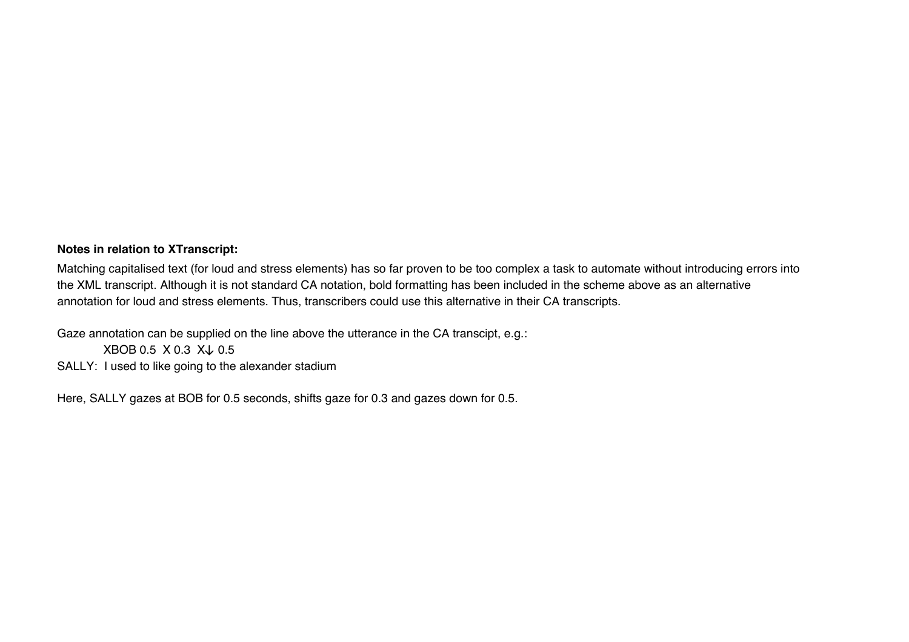**Notes in relation to XTranscript:**

Matching capitalised text (for loud and stress elements) has so far proven to be too complex a task to automate without introducing errors into the XML transcript. Although it is not standard CA notation, bold formatting has been included in the scheme above as an alternative annotation for loud and stress elements. Thus, transcribers could use this alternative in their CA transcripts.

Gaze annotation can be supplied on the line above the utterance in the CA transcipt, e.g.:

```
          XBOB 0.5  X 0.3  X↓ 0.5
SALLY:  I used to like going to the alexander stadium
```

Here, SALLY gazes at BOB for 0.5 seconds, shifts gaze for 0.3 and gazes down for 0.5.